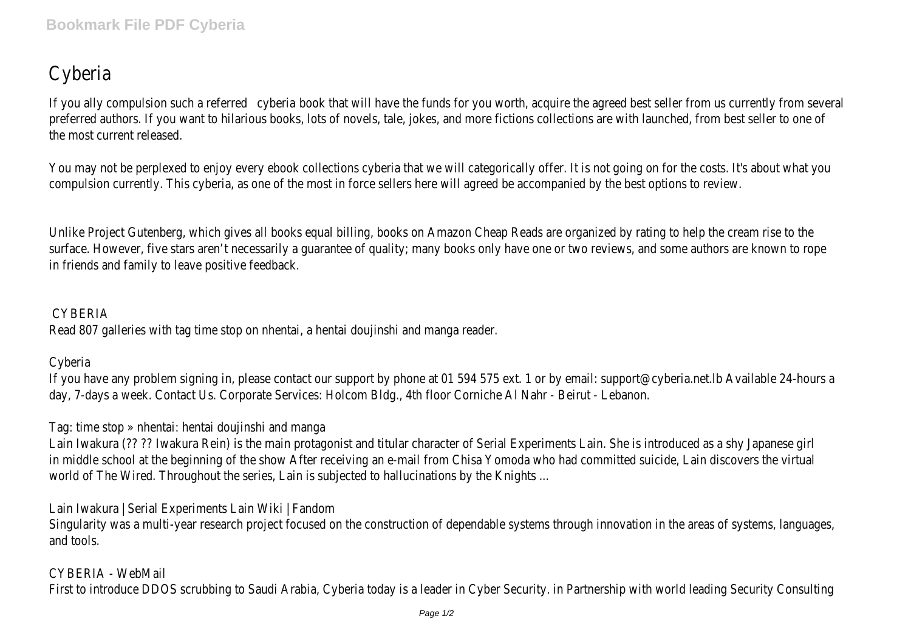# Cyberia

If you ally compulsion such a referred cyberia book that will have the funds for you worth, acquire the agreed best seller from us currently from several preferred authors. If you want to hilarious books, lots of novels, tale, jokes, and more fictions collections are with launched, from best seller to one of the most current released.

You may not be perplexed to enjoy every ebook collections cyberia that we will categorically offer. It is not going on for the costs. It's about what you compulsion currently. This cyberia, as one of the most in force sellers here will agreed be accompanied by the best options to review.

Unlike Project Gutenberg, which gives all books equal billing, books on Amazon Cheap Reads are organized by rating to help the cream rise to the surface. However, five stars aren't necessarily a guarantee of quality; many books only have one or two reviews, and some authors are known to rope in friends and family to leave positive feedback.

CYBERIA

Read 807 galleries with tag time stop on nhentai, a hentai doujinshi and manga reader.

Cyberia

If you have any problem signing in, please contact our support by phone at 01 594 575 ext. 1 or by email: support@cyberia.net.lb Available 24-hours a day, 7-days a week. Contact Us. Corporate Services: Holcom Bldg., 4th floor Corniche Al Nahr - Beirut - Lebanon.

Tag: time stop » nhentai: hentai doujinshi and manga

Lain Iwakura (?? ?? Iwakura Rein) is the main protagonist and titular character of Serial Experiments Lain. She is introduced as a shy Japanese girl in middle school at the beginning of the show After receiving an e-mail from Chisa Yomoda who had committed suicide, Lain discovers the virtual world of The Wired. Throughout the series, Lain is subjected to hallucinations by the Knights ...

Lain Iwakura | Serial Experiments Lain Wiki | Fandom

Singularity was a multi-year research project focused on the construction of dependable systems through innovation in the areas of systems, languages, and tools.

CYBERIA - WebMail

First to introduce DDOS scrubbing to Saudi Arabia, Cyberia today is a leader in Cyber Security. in Partnership with world leading Security Consulting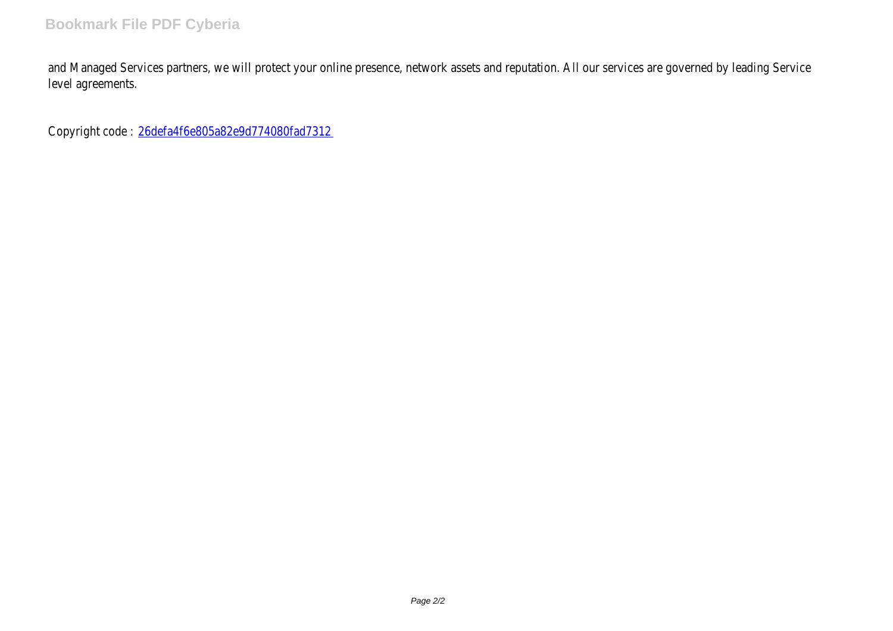and Managed Services partners, we will protect your online presence, network assets and reputation. All our services are governed by leading Service level agreements.

Copyright code : 26defa4f6e805a82e9d774080fad7312